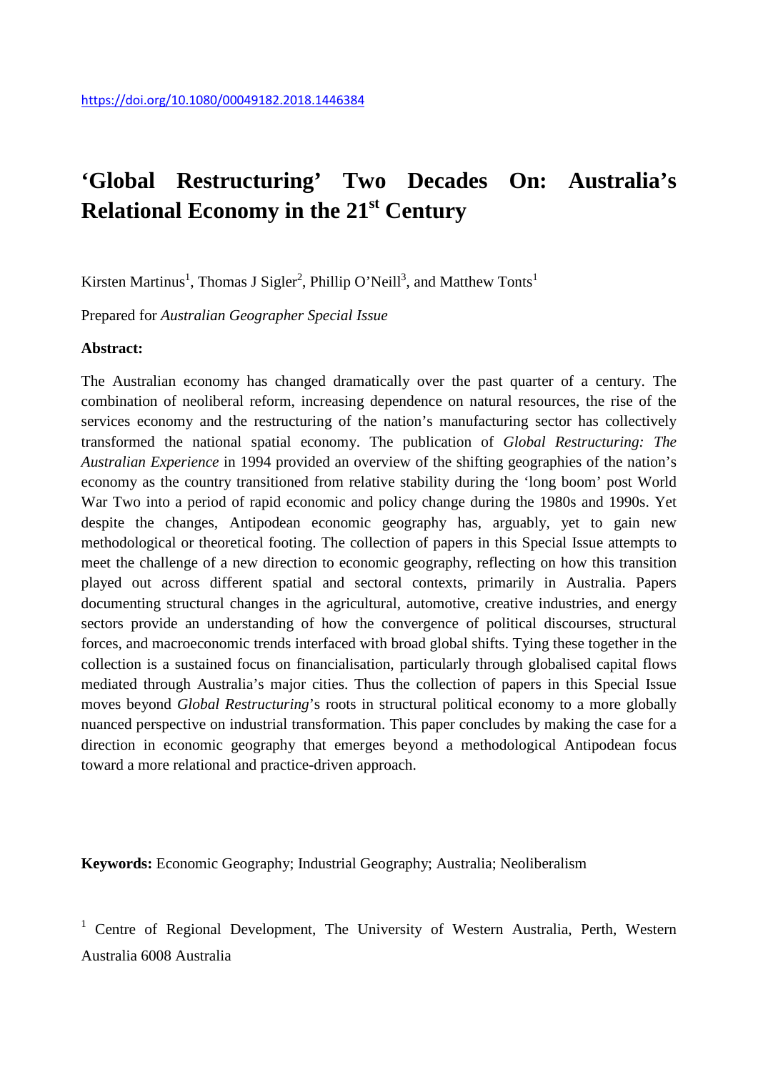https://doi.org/10.1080/00049182.2018.1446384

# 'Global Restructuring' Two Decades On: Australia's Relational Economy in the 21st Century

Kirsten Martinus[1], Thomas J Sigler[2], Phillip O'Neill[3], and Matthew Tonts[1]

Prepared for *Australian Geographer Special Issue*

**Abstract:**

The Australian economy has changed dramatically over the past quarter of a century. The combination of neoliberal reform, increasing dependence on natural resources, the rise of the services economy and the restructuring of the nation's manufacturing sector has collectively transformed the national spatial economy. The publication of *Global Restructuring: The Australian Experience* in 1994 provided an overview of the shifting geographies of the nation's economy as the country transitioned from relative stability during the 'long boom' post World War Two into a period of rapid economic and policy change during the 1980s and 1990s. Yet despite the changes, Antipodean economic geography has, arguably, yet to gain new methodological or theoretical footing. The collection of papers in this Special Issue attempts to meet the challenge of a new direction to economic geography, reflecting on how this transition played out across different spatial and sectoral contexts, primarily in Australia. Papers documenting structural changes in the agricultural, automotive, creative industries, and energy sectors provide an understanding of how the convergence of political discourses, structural forces, and macroeconomic trends interfaced with broad global shifts. Tying these together in the collection is a sustained focus on financialisation, particularly through globalised capital flows mediated through Australia's major cities. Thus the collection of papers in this Special Issue moves beyond *Global Restructuring*'s roots in structural political economy to a more globally nuanced perspective on industrial transformation. This paper concludes by making the case for a direction in economic geography that emerges beyond a methodological Antipodean focus toward a more relational and practice-driven approach.

**Keywords:** Economic Geography; Industrial Geography; Australia; Neoliberalism

[1] Centre of Regional Development, The University of Western Australia, Perth, Western Australia 6008 Australia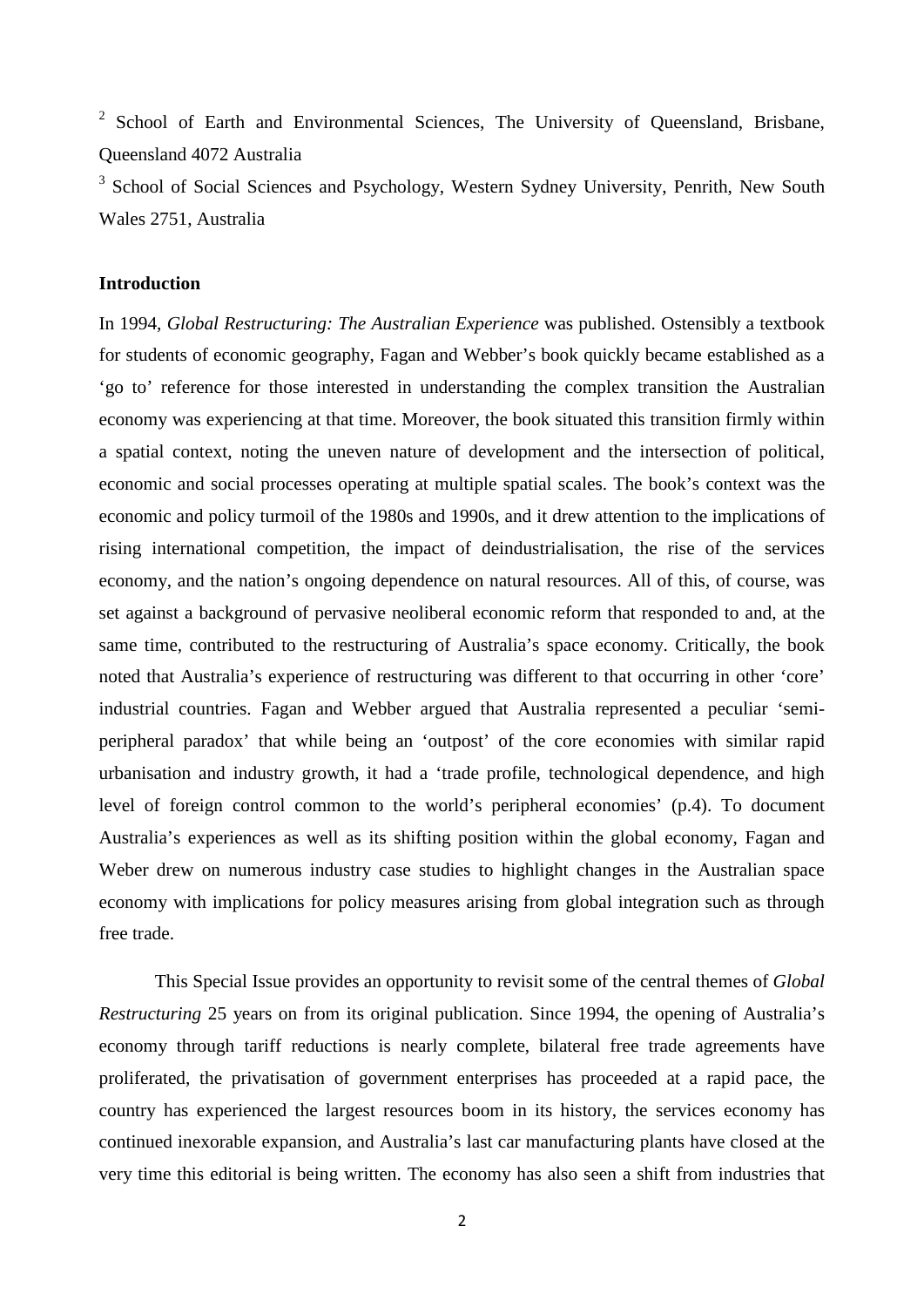[2] School of Earth and Environmental Sciences, The University of Queensland, Brisbane, Queensland 4072 Australia

[3] School of Social Sciences and Psychology, Western Sydney University, Penrith, New South Wales 2751, Australia

## Introduction

In 1994, *Global Restructuring: The Australian Experience* was published. Ostensibly a textbook for students of economic geography, Fagan and Webber's book quickly became established as a 'go to' reference for those interested in understanding the complex transition the Australian economy was experiencing at that time. Moreover, the book situated this transition firmly within a spatial context, noting the uneven nature of development and the intersection of political, economic and social processes operating at multiple spatial scales. The book's context was the economic and policy turmoil of the 1980s and 1990s, and it drew attention to the implications of rising international competition, the impact of deindustrialisation, the rise of the services economy, and the nation's ongoing dependence on natural resources. All of this, of course, was set against a background of pervasive neoliberal economic reform that responded to and, at the same time, contributed to the restructuring of Australia's space economy. Critically, the book noted that Australia's experience of restructuring was different to that occurring in other 'core' industrial countries. Fagan and Webber argued that Australia represented a peculiar 'semi-peripheral paradox' that while being an 'outpost' of the core economies with similar rapid urbanisation and industry growth, it had a 'trade profile, technological dependence, and high level of foreign control common to the world's peripheral economies' (p.4). To document Australia's experiences as well as its shifting position within the global economy, Fagan and Weber drew on numerous industry case studies to highlight changes in the Australian space economy with implications for policy measures arising from global integration such as through free trade.

This Special Issue provides an opportunity to revisit some of the central themes of *Global Restructuring* 25 years on from its original publication. Since 1994, the opening of Australia's economy through tariff reductions is nearly complete, bilateral free trade agreements have proliferated, the privatisation of government enterprises has proceeded at a rapid pace, the country has experienced the largest resources boom in its history, the services economy has continued inexorable expansion, and Australia's last car manufacturing plants have closed at the very time this editorial is being written. The economy has also seen a shift from industries that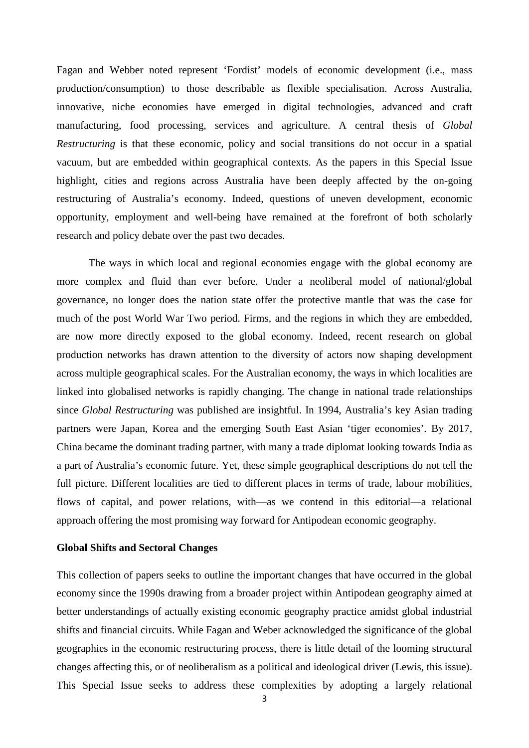Fagan and Webber noted represent 'Fordist' models of economic development (i.e., mass production/consumption) to those describable as flexible specialisation. Across Australia, innovative, niche economies have emerged in digital technologies, advanced and craft manufacturing, food processing, services and agriculture. A central thesis of *Global Restructuring* is that these economic, policy and social transitions do not occur in a spatial vacuum, but are embedded within geographical contexts. As the papers in this Special Issue highlight, cities and regions across Australia have been deeply affected by the on-going restructuring of Australia's economy. Indeed, questions of uneven development, economic opportunity, employment and well-being have remained at the forefront of both scholarly research and policy debate over the past two decades.

The ways in which local and regional economies engage with the global economy are more complex and fluid than ever before. Under a neoliberal model of national/global governance, no longer does the nation state offer the protective mantle that was the case for much of the post World War Two period. Firms, and the regions in which they are embedded, are now more directly exposed to the global economy. Indeed, recent research on global production networks has drawn attention to the diversity of actors now shaping development across multiple geographical scales. For the Australian economy, the ways in which localities are linked into globalised networks is rapidly changing. The change in national trade relationships since *Global Restructuring* was published are insightful. In 1994, Australia's key Asian trading partners were Japan, Korea and the emerging South East Asian 'tiger economies'. By 2017, China became the dominant trading partner, with many a trade diplomat looking towards India as a part of Australia's economic future. Yet, these simple geographical descriptions do not tell the full picture. Different localities are tied to different places in terms of trade, labour mobilities, flows of capital, and power relations, with—as we contend in this editorial—a relational approach offering the most promising way forward for Antipodean economic geography.

**Global Shifts and Sectoral Changes**

This collection of papers seeks to outline the important changes that have occurred in the global economy since the 1990s drawing from a broader project within Antipodean geography aimed at better understandings of actually existing economic geography practice amidst global industrial shifts and financial circuits. While Fagan and Weber acknowledged the significance of the global geographies in the economic restructuring process, there is little detail of the looming structural changes affecting this, or of neoliberalism as a political and ideological driver (Lewis, this issue). This Special Issue seeks to address these complexities by adopting a largely relational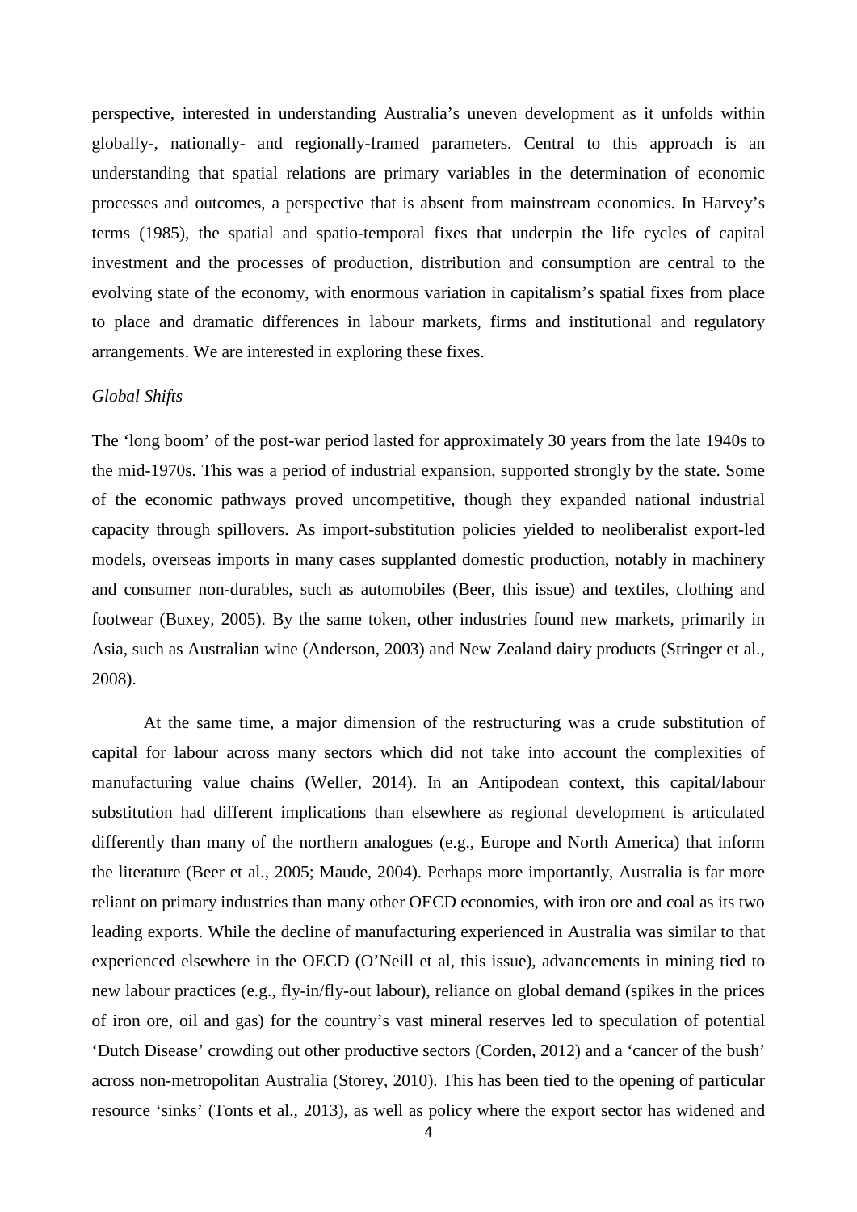perspective, interested in understanding Australia's uneven development as it unfolds within globally-, nationally- and regionally-framed parameters. Central to this approach is an understanding that spatial relations are primary variables in the determination of economic processes and outcomes, a perspective that is absent from mainstream economics. In Harvey's terms (1985), the spatial and spatio-temporal fixes that underpin the life cycles of capital investment and the processes of production, distribution and consumption are central to the evolving state of the economy, with enormous variation in capitalism's spatial fixes from place to place and dramatic differences in labour markets, firms and institutional and regulatory arrangements. We are interested in exploring these fixes.

*Global Shifts*

The 'long boom' of the post-war period lasted for approximately 30 years from the late 1940s to the mid-1970s. This was a period of industrial expansion, supported strongly by the state. Some of the economic pathways proved uncompetitive, though they expanded national industrial capacity through spillovers. As import-substitution policies yielded to neoliberalist export-led models, overseas imports in many cases supplanted domestic production, notably in machinery and consumer non-durables, such as automobiles (Beer, this issue) and textiles, clothing and footwear (Buxey, 2005). By the same token, other industries found new markets, primarily in Asia, such as Australian wine (Anderson, 2003) and New Zealand dairy products (Stringer et al., 2008).

At the same time, a major dimension of the restructuring was a crude substitution of capital for labour across many sectors which did not take into account the complexities of manufacturing value chains (Weller, 2014). In an Antipodean context, this capital/labour substitution had different implications than elsewhere as regional development is articulated differently than many of the northern analogues (e.g., Europe and North America) that inform the literature (Beer et al., 2005; Maude, 2004). Perhaps more importantly, Australia is far more reliant on primary industries than many other OECD economies, with iron ore and coal as its two leading exports. While the decline of manufacturing experienced in Australia was similar to that experienced elsewhere in the OECD (O'Neill et al, this issue), advancements in mining tied to new labour practices (e.g., fly-in/fly-out labour), reliance on global demand (spikes in the prices of iron ore, oil and gas) for the country's vast mineral reserves led to speculation of potential 'Dutch Disease' crowding out other productive sectors (Corden, 2012) and a 'cancer of the bush' across non-metropolitan Australia (Storey, 2010). This has been tied to the opening of particular resource 'sinks' (Tonts et al., 2013), as well as policy where the export sector has widened and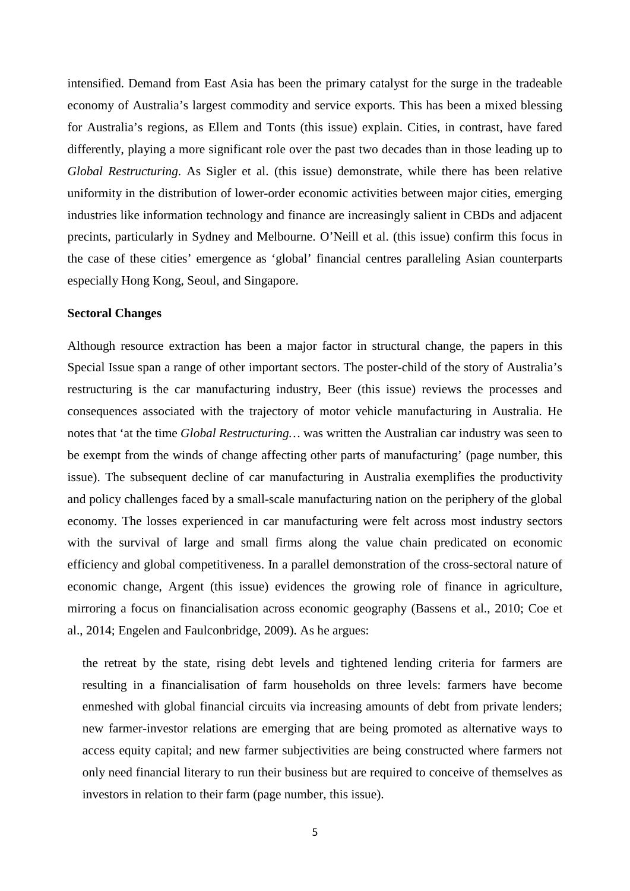intensified. Demand from East Asia has been the primary catalyst for the surge in the tradeable economy of Australia's largest commodity and service exports. This has been a mixed blessing for Australia's regions, as Ellem and Tonts (this issue) explain. Cities, in contrast, have fared differently, playing a more significant role over the past two decades than in those leading up to *Global Restructuring*. As Sigler et al. (this issue) demonstrate, while there has been relative uniformity in the distribution of lower-order economic activities between major cities, emerging industries like information technology and finance are increasingly salient in CBDs and adjacent precints, particularly in Sydney and Melbourne. O'Neill et al. (this issue) confirm this focus in the case of these cities' emergence as 'global' financial centres paralleling Asian counterparts especially Hong Kong, Seoul, and Singapore.

**Sectoral Changes**

Although resource extraction has been a major factor in structural change, the papers in this Special Issue span a range of other important sectors. The poster-child of the story of Australia's restructuring is the car manufacturing industry, Beer (this issue) reviews the processes and consequences associated with the trajectory of motor vehicle manufacturing in Australia. He notes that 'at the time *Global Restructuring…* was written the Australian car industry was seen to be exempt from the winds of change affecting other parts of manufacturing' (page number, this issue). The subsequent decline of car manufacturing in Australia exemplifies the productivity and policy challenges faced by a small-scale manufacturing nation on the periphery of the global economy. The losses experienced in car manufacturing were felt across most industry sectors with the survival of large and small firms along the value chain predicated on economic efficiency and global competitiveness. In a parallel demonstration of the cross-sectoral nature of economic change, Argent (this issue) evidences the growing role of finance in agriculture, mirroring a focus on financialisation across economic geography (Bassens et al., 2010; Coe et al., 2014; Engelen and Faulconbridge, 2009). As he argues:

> the retreat by the state, rising debt levels and tightened lending criteria for farmers are resulting in a financialisation of farm households on three levels: farmers have become enmeshed with global financial circuits via increasing amounts of debt from private lenders; new farmer-investor relations are emerging that are being promoted as alternative ways to access equity capital; and new farmer subjectivities are being constructed where farmers not only need financial literary to run their business but are required to conceive of themselves as investors in relation to their farm (page number, this issue).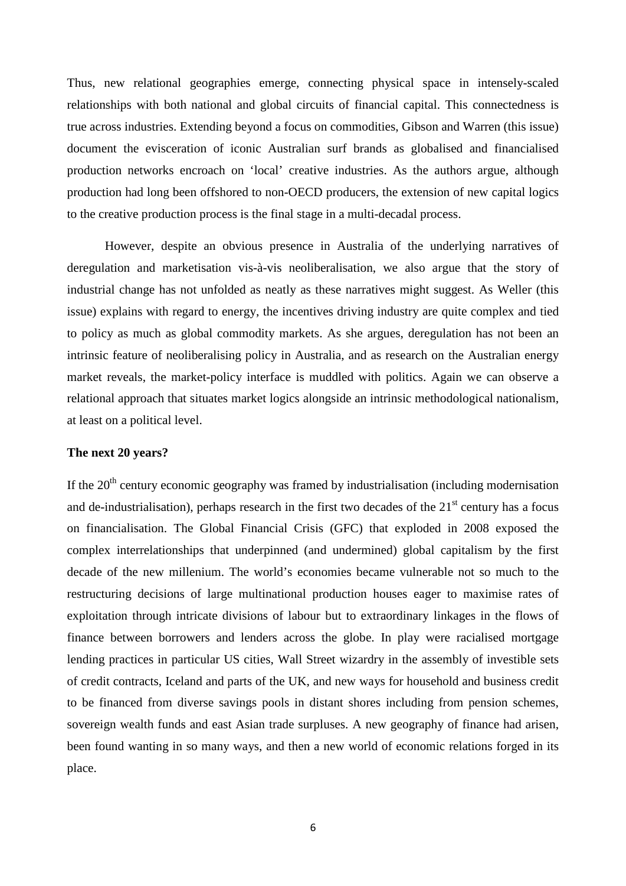Thus, new relational geographies emerge, connecting physical space in intensely-scaled relationships with both national and global circuits of financial capital. This connectedness is true across industries. Extending beyond a focus on commodities, Gibson and Warren (this issue) document the evisceration of iconic Australian surf brands as globalised and financialised production networks encroach on 'local' creative industries. As the authors argue, although production had long been offshored to non-OECD producers, the extension of new capital logics to the creative production process is the final stage in a multi-decadal process.

However, despite an obvious presence in Australia of the underlying narratives of deregulation and marketisation vis-à-vis neoliberalisation, we also argue that the story of industrial change has not unfolded as neatly as these narratives might suggest. As Weller (this issue) explains with regard to energy, the incentives driving industry are quite complex and tied to policy as much as global commodity markets. As she argues, deregulation has not been an intrinsic feature of neoliberalising policy in Australia, and as research on the Australian energy market reveals, the market-policy interface is muddled with politics. Again we can observe a relational approach that situates market logics alongside an intrinsic methodological nationalism, at least on a political level.

**The next 20 years?**

If the 20th century economic geography was framed by industrialisation (including modernisation and de-industrialisation), perhaps research in the first two decades of the 21st century has a focus on financialisation. The Global Financial Crisis (GFC) that exploded in 2008 exposed the complex interrelationships that underpinned (and undermined) global capitalism by the first decade of the new millenium. The world's economies became vulnerable not so much to the restructuring decisions of large multinational production houses eager to maximise rates of exploitation through intricate divisions of labour but to extraordinary linkages in the flows of finance between borrowers and lenders across the globe. In play were racialised mortgage lending practices in particular US cities, Wall Street wizardry in the assembly of investible sets of credit contracts, Iceland and parts of the UK, and new ways for household and business credit to be financed from diverse savings pools in distant shores including from pension schemes, sovereign wealth funds and east Asian trade surpluses. A new geography of finance had arisen, been found wanting in so many ways, and then a new world of economic relations forged in its place.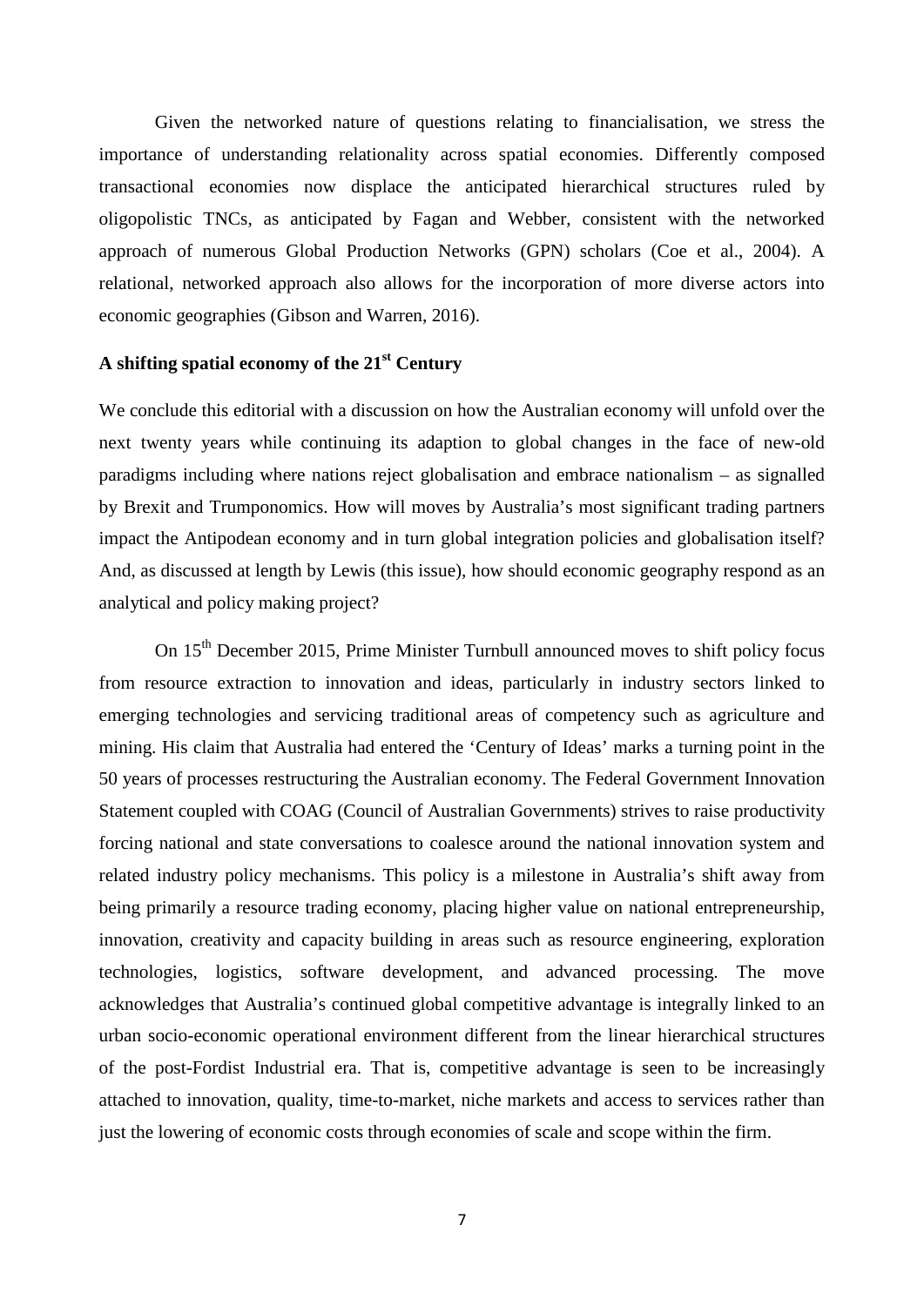Given the networked nature of questions relating to financialisation, we stress the importance of understanding relationality across spatial economies. Differently composed transactional economies now displace the anticipated hierarchical structures ruled by oligopolistic TNCs, as anticipated by Fagan and Webber, consistent with the networked approach of numerous Global Production Networks (GPN) scholars (Coe et al., 2004). A relational, networked approach also allows for the incorporation of more diverse actors into economic geographies (Gibson and Warren, 2016).

## A shifting spatial economy of the 21st Century

We conclude this editorial with a discussion on how the Australian economy will unfold over the next twenty years while continuing its adaption to global changes in the face of new-old paradigms including where nations reject globalisation and embrace nationalism – as signalled by Brexit and Trumponomics. How will moves by Australia's most significant trading partners impact the Antipodean economy and in turn global integration policies and globalisation itself? And, as discussed at length by Lewis (this issue), how should economic geography respond as an analytical and policy making project?

On 15th December 2015, Prime Minister Turnbull announced moves to shift policy focus from resource extraction to innovation and ideas, particularly in industry sectors linked to emerging technologies and servicing traditional areas of competency such as agriculture and mining. His claim that Australia had entered the 'Century of Ideas' marks a turning point in the 50 years of processes restructuring the Australian economy. The Federal Government Innovation Statement coupled with COAG (Council of Australian Governments) strives to raise productivity forcing national and state conversations to coalesce around the national innovation system and related industry policy mechanisms. This policy is a milestone in Australia's shift away from being primarily a resource trading economy, placing higher value on national entrepreneurship, innovation, creativity and capacity building in areas such as resource engineering, exploration technologies, logistics, software development, and advanced processing. The move acknowledges that Australia's continued global competitive advantage is integrally linked to an urban socio-economic operational environment different from the linear hierarchical structures of the post-Fordist Industrial era. That is, competitive advantage is seen to be increasingly attached to innovation, quality, time-to-market, niche markets and access to services rather than just the lowering of economic costs through economies of scale and scope within the firm.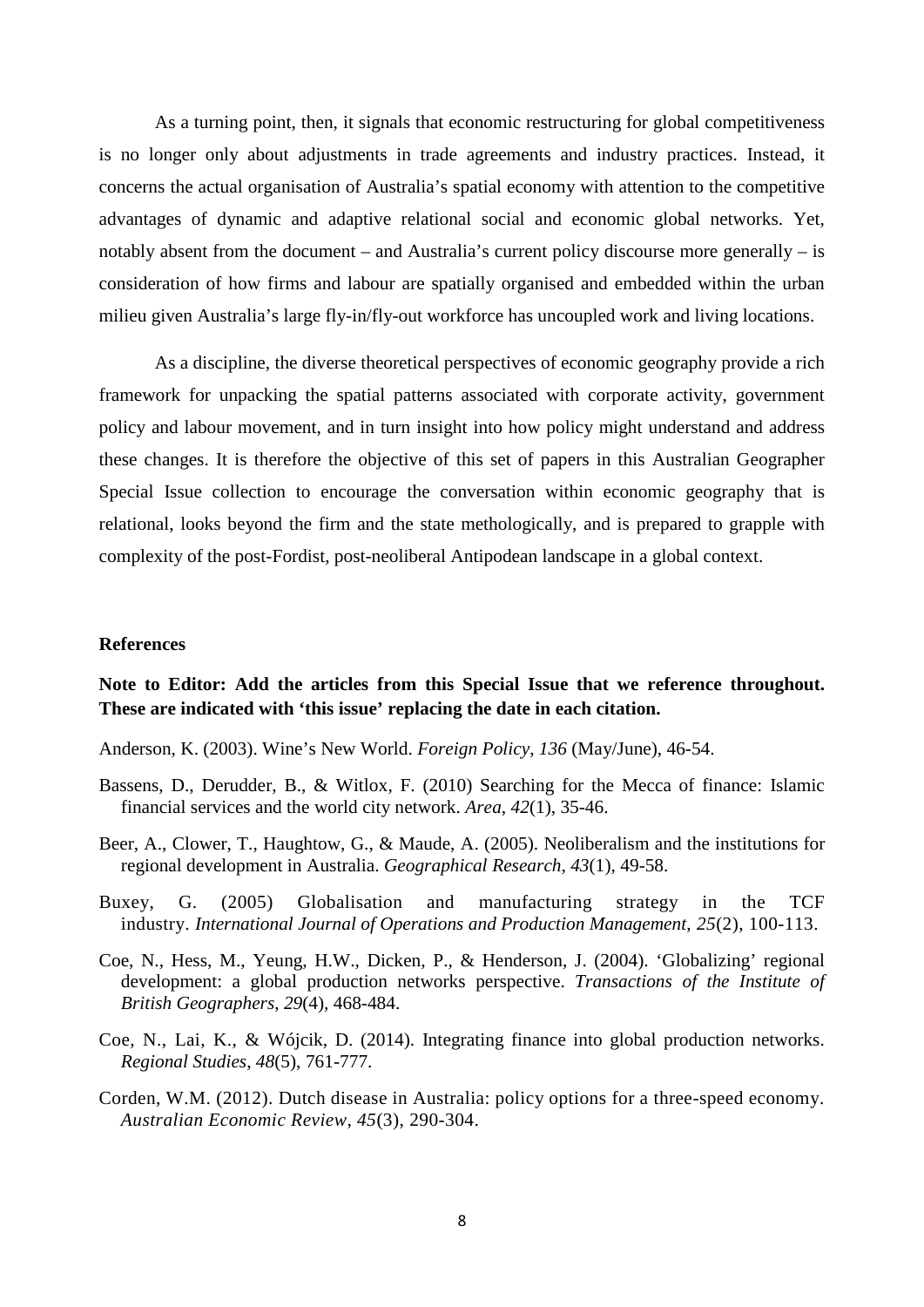As a turning point, then, it signals that economic restructuring for global competitiveness is no longer only about adjustments in trade agreements and industry practices. Instead, it concerns the actual organisation of Australia's spatial economy with attention to the competitive advantages of dynamic and adaptive relational social and economic global networks. Yet, notably absent from the document – and Australia's current policy discourse more generally – is consideration of how firms and labour are spatially organised and embedded within the urban milieu given Australia's large fly-in/fly-out workforce has uncoupled work and living locations.

As a discipline, the diverse theoretical perspectives of economic geography provide a rich framework for unpacking the spatial patterns associated with corporate activity, government policy and labour movement, and in turn insight into how policy might understand and address these changes. It is therefore the objective of this set of papers in this Australian Geographer Special Issue collection to encourage the conversation within economic geography that is relational, looks beyond the firm and the state methologically, and is prepared to grapple with complexity of the post-Fordist, post-neoliberal Antipodean landscape in a global context.

**References**

**Note to Editor: Add the articles from this Special Issue that we reference throughout. These are indicated with 'this issue' replacing the date in each citation.**

Anderson, K. (2003). Wine's New World. *Foreign Policy*, *136* (May/June), 46-54.

Bassens, D., Derudder, B., & Witlox, F. (2010) Searching for the Mecca of finance: Islamic financial services and the world city network. *Area*, *42*(1), 35-46.

Beer, A., Clower, T., Haughtow, G., & Maude, A. (2005). Neoliberalism and the institutions for regional development in Australia. *Geographical Research*, *43*(1), 49-58.

Buxey, G. (2005) Globalisation and manufacturing strategy in the TCF industry. *International Journal of Operations and Production Management*, *25*(2), 100-113.

Coe, N., Hess, M., Yeung, H.W., Dicken, P., & Henderson, J. (2004). 'Globalizing' regional development: a global production networks perspective. *Transactions of the Institute of British Geographers*, *29*(4), 468-484.

Coe, N., Lai, K., & Wójcik, D. (2014). Integrating finance into global production networks. *Regional Studies*, *48*(5), 761-777.

Corden, W.M. (2012). Dutch disease in Australia: policy options for a three-speed economy. *Australian Economic Review*, *45*(3), 290-304.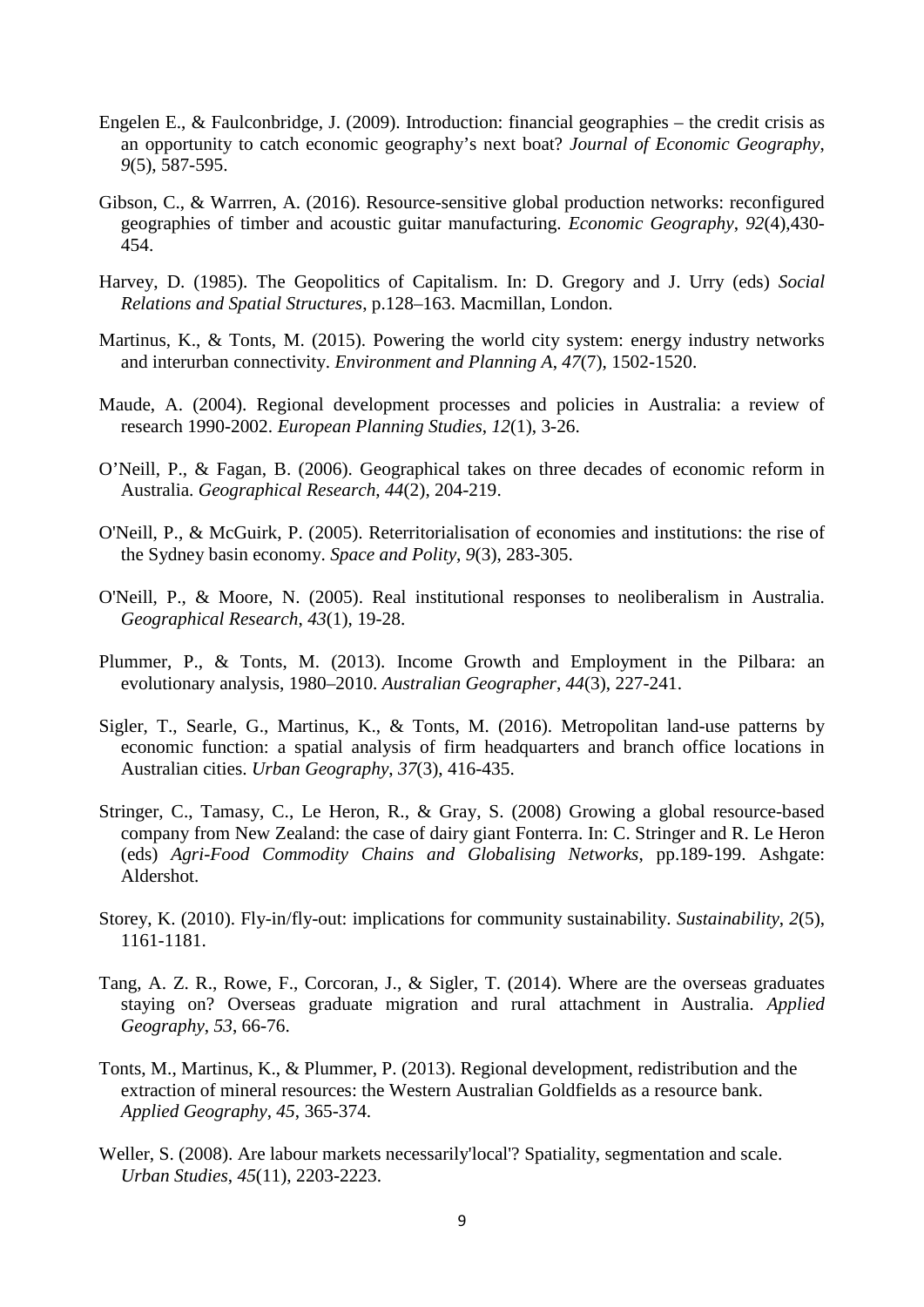Engelen E., & Faulconbridge, J. (2009). Introduction: financial geographies – the credit crisis as an opportunity to catch economic geography's next boat? *Journal of Economic Geography*, *9*(5), 587-595.

Gibson, C., & Warrren, A. (2016). Resource-sensitive global production networks: reconfigured geographies of timber and acoustic guitar manufacturing. *Economic Geography*, *92*(4),430-454.

Harvey, D. (1985). The Geopolitics of Capitalism. In: D. Gregory and J. Urry (eds) *Social Relations and Spatial Structures*, p.128–163. Macmillan, London.

Martinus, K., & Tonts, M. (2015). Powering the world city system: energy industry networks and interurban connectivity. *Environment and Planning A*, *47*(7), 1502-1520.

Maude, A. (2004). Regional development processes and policies in Australia: a review of research 1990-2002. *European Planning Studies*, *12*(1), 3-26.

O'Neill, P., & Fagan, B. (2006). Geographical takes on three decades of economic reform in Australia. *Geographical Research*, *44*(2), 204-219.

O'Neill, P., & McGuirk, P. (2005). Reterritorialisation of economies and institutions: the rise of the Sydney basin economy. *Space and Polity*, *9*(3), 283-305.

O'Neill, P., & Moore, N. (2005). Real institutional responses to neoliberalism in Australia. *Geographical Research*, *43*(1), 19-28.

Plummer, P., & Tonts, M. (2013). Income Growth and Employment in the Pilbara: an evolutionary analysis, 1980–2010. *Australian Geographer*, *44*(3), 227-241.

Sigler, T., Searle, G., Martinus, K., & Tonts, M. (2016). Metropolitan land-use patterns by economic function: a spatial analysis of firm headquarters and branch office locations in Australian cities. *Urban Geography*, *37*(3), 416-435.

Stringer, C., Tamasy, C., Le Heron, R., & Gray, S. (2008) Growing a global resource-based company from New Zealand: the case of dairy giant Fonterra. In: C. Stringer and R. Le Heron (eds) *Agri-Food Commodity Chains and Globalising Networks*, pp.189-199. Ashgate: Aldershot.

Storey, K. (2010). Fly-in/fly-out: implications for community sustainability. *Sustainability*, *2*(5), 1161-1181.

Tang, A. Z. R., Rowe, F., Corcoran, J., & Sigler, T. (2014). Where are the overseas graduates staying on? Overseas graduate migration and rural attachment in Australia. *Applied Geography*, *53*, 66-76.

Tonts, M., Martinus, K., & Plummer, P. (2013). Regional development, redistribution and the extraction of mineral resources: the Western Australian Goldfields as a resource bank. *Applied Geography*, *45*, 365-374.

Weller, S. (2008). Are labour markets necessarily'local'? Spatiality, segmentation and scale. *Urban Studies*, *45*(11), 2203-2223.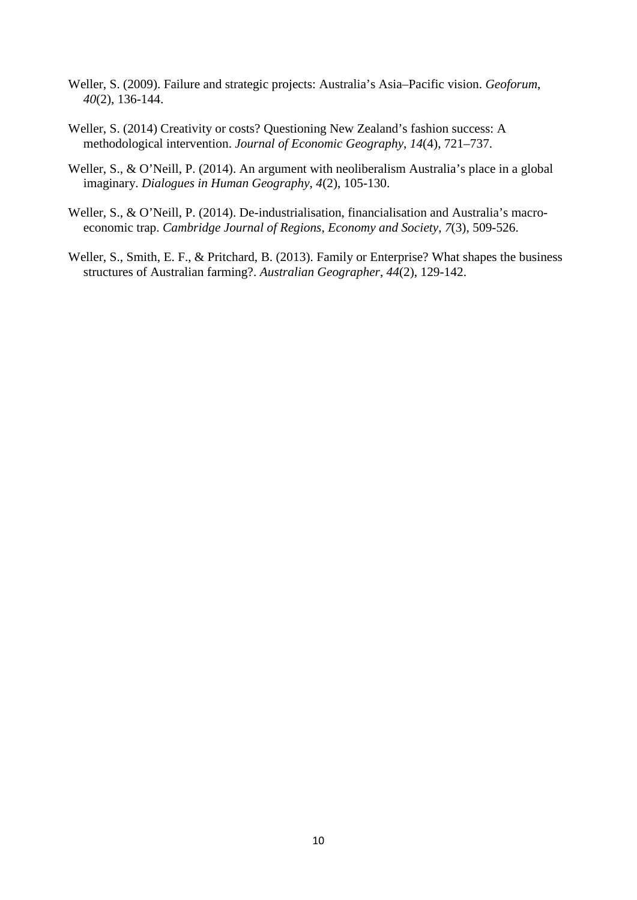Weller, S. (2009). Failure and strategic projects: Australia's Asia–Pacific vision. *Geoforum*, *40*(2), 136-144.

Weller, S. (2014) Creativity or costs? Questioning New Zealand's fashion success: A methodological intervention. *Journal of Economic Geography*, *14*(4), 721–737.

Weller, S., & O'Neill, P. (2014). An argument with neoliberalism Australia's place in a global imaginary. *Dialogues in Human Geography*, *4*(2), 105-130.

Weller, S., & O'Neill, P. (2014). De-industrialisation, financialisation and Australia's macro-economic trap. *Cambridge Journal of Regions, Economy and Society*, *7*(3), 509-526.

Weller, S., Smith, E. F., & Pritchard, B. (2013). Family or Enterprise? What shapes the business structures of Australian farming?. *Australian Geographer*, *44*(2), 129-142.